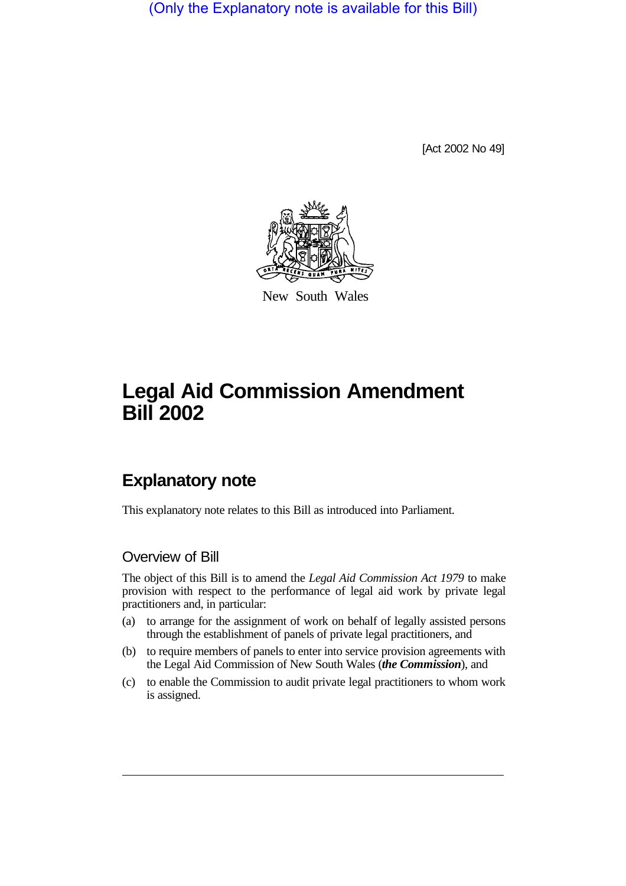(Only the Explanatory note is available for this Bill)

[Act 2002 No 49]

New South Wales

# Legal Aid Commission Amendment Bill 2002

## Explanatory note

This explanatory note relates to this Bill as introduced into Parliament.

### Overview of Bill

The object of this Bill is to amend the *Legal Aid Commission Act 1979* to make provision with respect to the performance of legal aid work by private legal practitioners and, in particular:

(a) to arrange for the assignment of work on behalf of legally assisted persons through the establishment of panels of private legal practitioners, and

(b) to require members of panels to enter into service provision agreements with the Legal Aid Commission of New South Wales (***the Commission***), and

(c) to enable the Commission to audit private legal practitioners to whom work is assigned.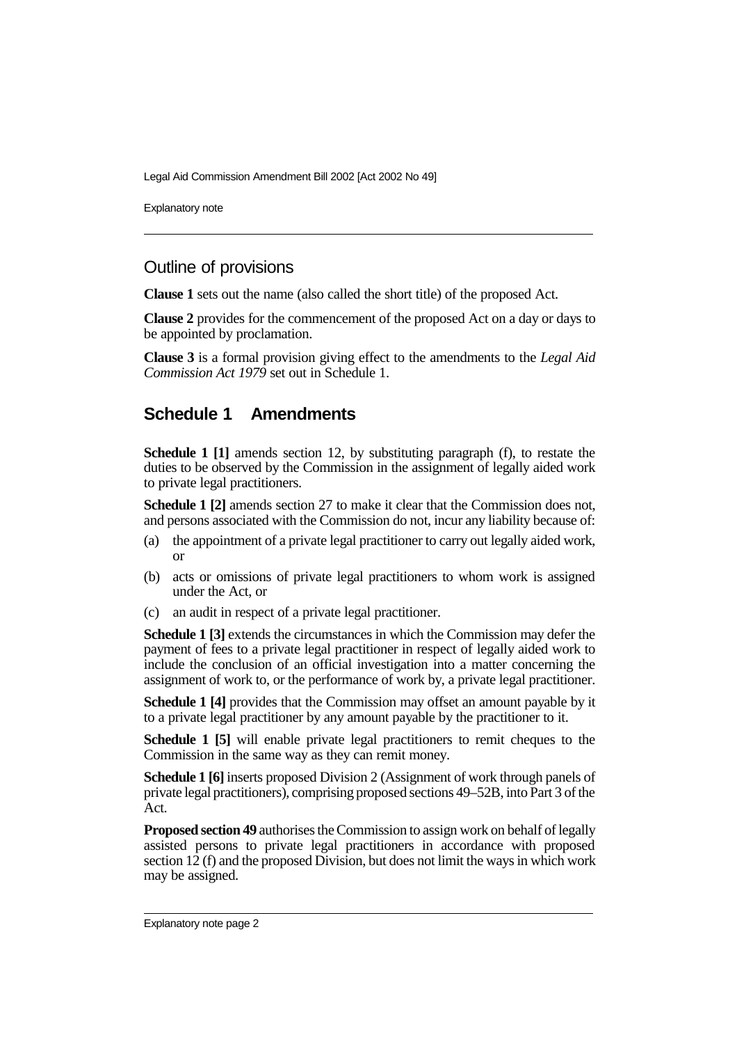## Outline of provisions

**Clause 1** sets out the name (also called the short title) of the proposed Act.

**Clause 2** provides for the commencement of the proposed Act on a day or days to be appointed by proclamation.

**Clause 3** is a formal provision giving effect to the amendments to the *Legal Aid Commission Act 1979* set out in Schedule 1.

## Schedule 1 Amendments

**Schedule 1 [1]** amends section 12, by substituting paragraph (f), to restate the duties to be observed by the Commission in the assignment of legally aided work to private legal practitioners.

**Schedule 1 [2]** amends section 27 to make it clear that the Commission does not, and persons associated with the Commission do not, incur any liability because of:

(a) the appointment of a private legal practitioner to carry out legally aided work, or

(b) acts or omissions of private legal practitioners to whom work is assigned under the Act, or

(c) an audit in respect of a private legal practitioner.

**Schedule 1 [3]** extends the circumstances in which the Commission may defer the payment of fees to a private legal practitioner in respect of legally aided work to include the conclusion of an official investigation into a matter concerning the assignment of work to, or the performance of work by, a private legal practitioner.

**Schedule 1 [4]** provides that the Commission may offset an amount payable by it to a private legal practitioner by any amount payable by the practitioner to it.

**Schedule 1 [5]** will enable private legal practitioners to remit cheques to the Commission in the same way as they can remit money.

**Schedule 1 [6]** inserts proposed Division 2 (Assignment of work through panels of private legal practitioners), comprising proposed sections 49–52B, into Part 3 of the Act.

**Proposed section 49** authorises the Commission to assign work on behalf of legally assisted persons to private legal practitioners in accordance with proposed section 12 (f) and the proposed Division, but does not limit the ways in which work may be assigned.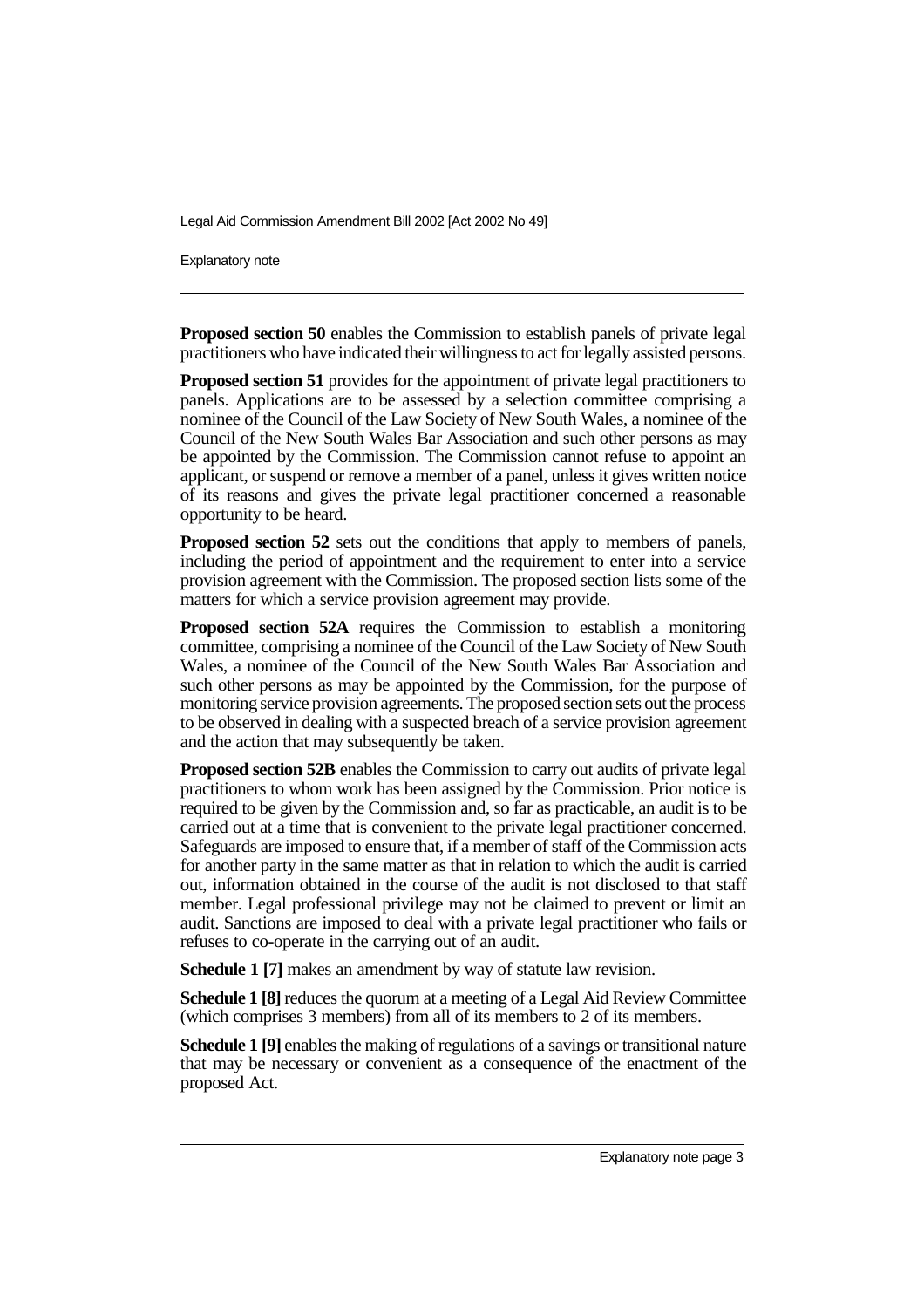**Proposed section 50** enables the Commission to establish panels of private legal practitioners who have indicated their willingness to act for legally assisted persons.

**Proposed section 51** provides for the appointment of private legal practitioners to panels. Applications are to be assessed by a selection committee comprising a nominee of the Council of the Law Society of New South Wales, a nominee of the Council of the New South Wales Bar Association and such other persons as may be appointed by the Commission. The Commission cannot refuse to appoint an applicant, or suspend or remove a member of a panel, unless it gives written notice of its reasons and gives the private legal practitioner concerned a reasonable opportunity to be heard.

**Proposed section 52** sets out the conditions that apply to members of panels, including the period of appointment and the requirement to enter into a service provision agreement with the Commission. The proposed section lists some of the matters for which a service provision agreement may provide.

**Proposed section 52A** requires the Commission to establish a monitoring committee, comprising a nominee of the Council of the Law Society of New South Wales, a nominee of the Council of the New South Wales Bar Association and such other persons as may be appointed by the Commission, for the purpose of monitoring service provision agreements. The proposed section sets out the process to be observed in dealing with a suspected breach of a service provision agreement and the action that may subsequently be taken.

**Proposed section 52B** enables the Commission to carry out audits of private legal practitioners to whom work has been assigned by the Commission. Prior notice is required to be given by the Commission and, so far as practicable, an audit is to be carried out at a time that is convenient to the private legal practitioner concerned. Safeguards are imposed to ensure that, if a member of staff of the Commission acts for another party in the same matter as that in relation to which the audit is carried out, information obtained in the course of the audit is not disclosed to that staff member. Legal professional privilege may not be claimed to prevent or limit an audit. Sanctions are imposed to deal with a private legal practitioner who fails or refuses to co-operate in the carrying out of an audit.

**Schedule 1 [7]** makes an amendment by way of statute law revision.

**Schedule 1 [8]** reduces the quorum at a meeting of a Legal Aid Review Committee (which comprises 3 members) from all of its members to 2 of its members.

**Schedule 1 [9]** enables the making of regulations of a savings or transitional nature that may be necessary or convenient as a consequence of the enactment of the proposed Act.